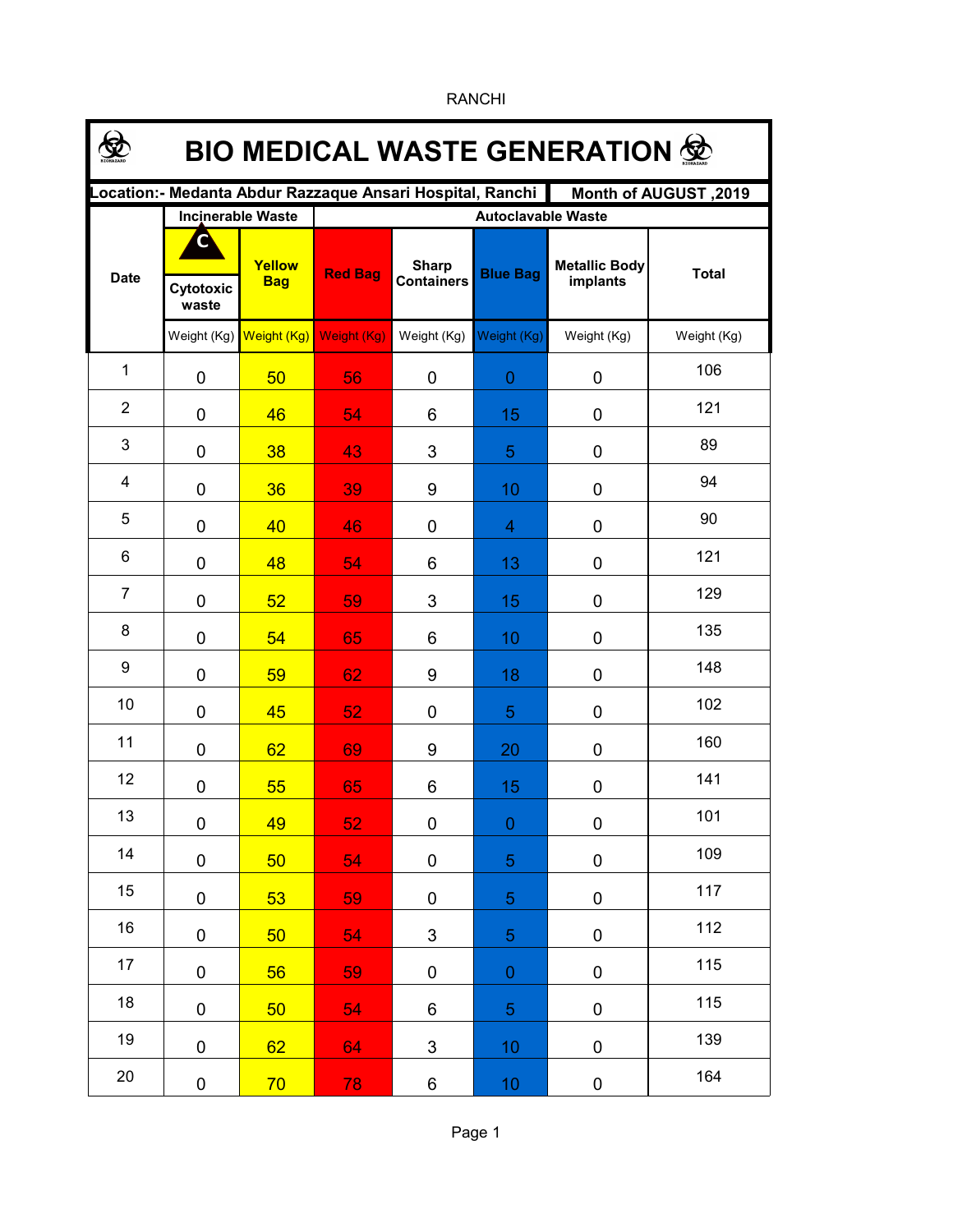RANCHI

# BIO MEDICAL WASTE GENERATION

| Location:- Medanta Abdur Razzaque Ansari Hospital, Ranchi | | | | | | | Month of AUGUST ,2019 |
|---|---|---|---|---|---|---|---|
| Date | Incinerable Waste | | Autoclavable Waste | | | | |
| | Cytotoxic waste | Yellow Bag | Red Bag | Sharp Containers | Blue Bag | Metallic Body implants | Total |
| | Weight (Kg) | Weight (Kg) | Weight (Kg) | Weight (Kg) | Weight (Kg) | Weight (Kg) | Weight (Kg) |
| 1 | 0 | 50 | 56 | 0 | 0 | 0 | 106 |
| 2 | 0 | 46 | 54 | 6 | 15 | 0 | 121 |
| 3 | 0 | 38 | 43 | 3 | 5 | 0 | 89 |
| 4 | 0 | 36 | 39 | 9 | 10 | 0 | 94 |
| 5 | 0 | 40 | 46 | 0 | 4 | 0 | 90 |
| 6 | 0 | 48 | 54 | 6 | 13 | 0 | 121 |
| 7 | 0 | 52 | 59 | 3 | 15 | 0 | 129 |
| 8 | 0 | 54 | 65 | 6 | 10 | 0 | 135 |
| 9 | 0 | 59 | 62 | 9 | 18 | 0 | 148 |
| 10 | 0 | 45 | 52 | 0 | 5 | 0 | 102 |
| 11 | 0 | 62 | 69 | 9 | 20 | 0 | 160 |
| 12 | 0 | 55 | 65 | 6 | 15 | 0 | 141 |
| 13 | 0 | 49 | 52 | 0 | 0 | 0 | 101 |
| 14 | 0 | 50 | 54 | 0 | 5 | 0 | 109 |
| 15 | 0 | 53 | 59 | 0 | 5 | 0 | 117 |
| 16 | 0 | 50 | 54 | 3 | 5 | 0 | 112 |
| 17 | 0 | 56 | 59 | 0 | 0 | 0 | 115 |
| 18 | 0 | 50 | 54 | 6 | 5 | 0 | 115 |
| 19 | 0 | 62 | 64 | 3 | 10 | 0 | 139 |
| 20 | 0 | 70 | 78 | 6 | 10 | 0 | 164 |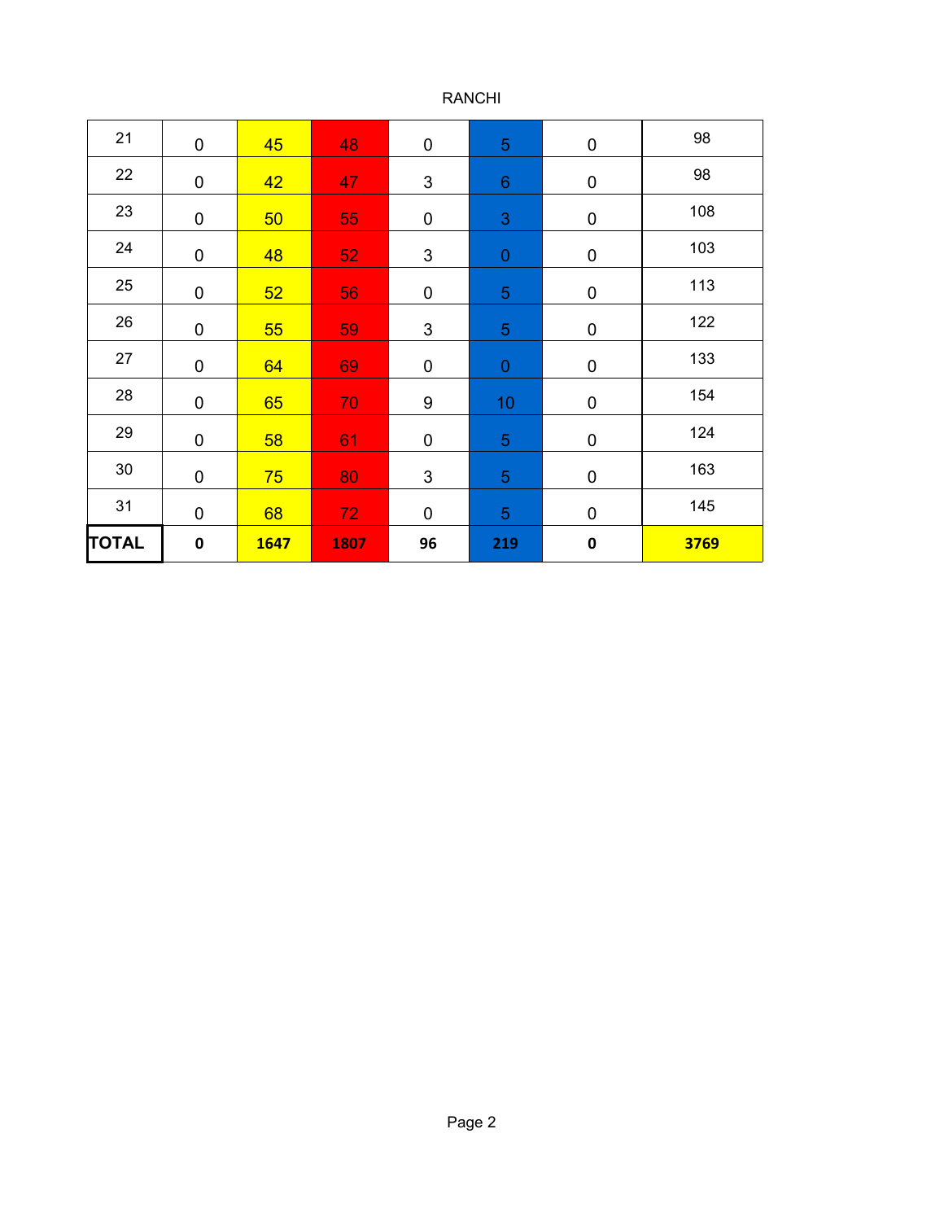RANCHI

| | | | | | | | |
|---|---|---|---|---|---|---|---|
| 21 | 0 | 45 | 48 | 0 | 5 | 0 | 98 |
| 22 | 0 | 42 | 47 | 3 | 6 | 0 | 98 |
| 23 | 0 | 50 | 55 | 0 | 3 | 0 | 108 |
| 24 | 0 | 48 | 52 | 3 | 0 | 0 | 103 |
| 25 | 0 | 52 | 56 | 0 | 5 | 0 | 113 |
| 26 | 0 | 55 | 59 | 3 | 5 | 0 | 122 |
| 27 | 0 | 64 | 69 | 0 | 0 | 0 | 133 |
| 28 | 0 | 65 | 70 | 9 | 10 | 0 | 154 |
| 29 | 0 | 58 | 61 | 0 | 5 | 0 | 124 |
| 30 | 0 | 75 | 80 | 3 | 5 | 0 | 163 |
| 31 | 0 | 68 | 72 | 0 | 5 | 0 | 145 |
| **TOTAL** | **0** | **1647** | **1807** | **96** | **219** | **0** | **3769** |